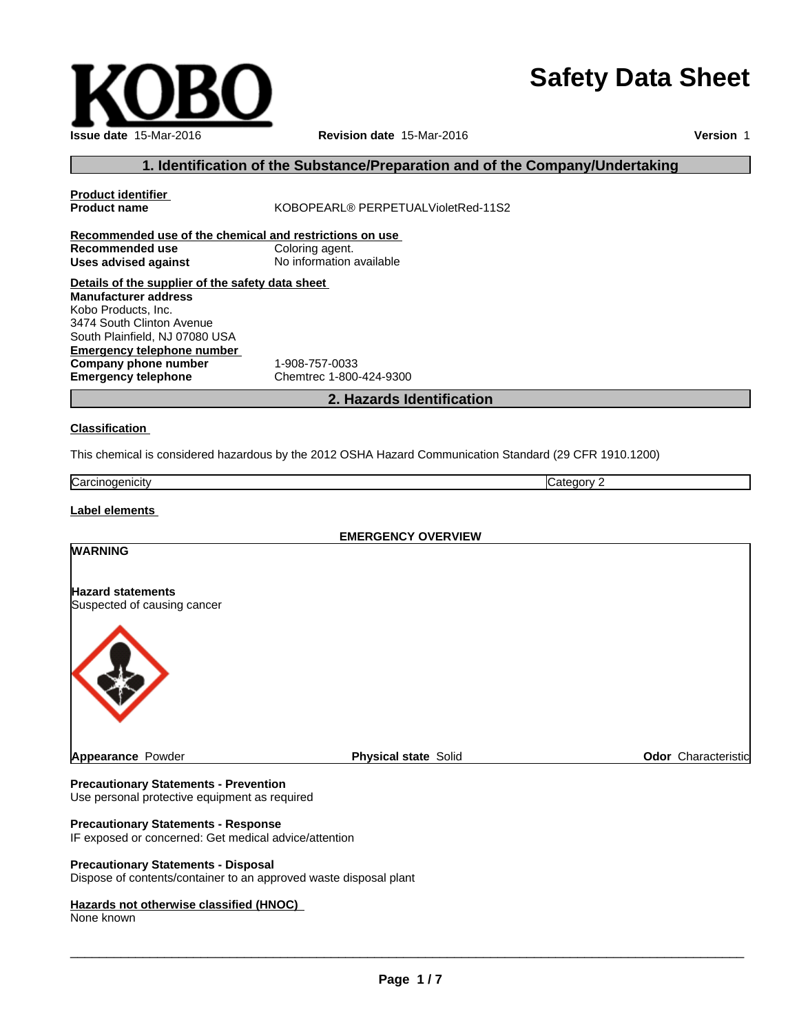# Safety Data Sheet

**Issue date** 15-Mar-2016 **Revision date** 15-Mar-2016 **Version** 1

## 1. Identification of the Substance/Preparation and of the Company/Undertaking

**Product identifier**

**Product name** KOBOPEARL® PERPETUALVioletRed-11S2

**Recommended use of the chemical and restrictions on use**

**Recommended use** Coloring agent.
**Uses advised against** No information available

**Details of the supplier of the safety data sheet**

**Manufacturer address**
Kobo Products, Inc.
3474 South Clinton Avenue
South Plainfield, NJ 07080 USA

**Emergency telephone number**

**Company phone number** 1-908-757-0033
**Emergency telephone** Chemtrec 1-800-424-9300

## 2. Hazards Identification

**Classification**

This chemical is considered hazardous by the 2012 OSHA Hazard Communication Standard (29 CFR 1910.1200)

| Carcinogenicity | Category 2 |
|---|---|

**Label elements**

**EMERGENCY OVERVIEW**

**WARNING**

**Hazard statements**
Suspected of causing cancer

**Appearance** Powder **Physical state** Solid **Odor** Characteristic

**Precautionary Statements - Prevention**
Use personal protective equipment as required

**Precautionary Statements - Response**
IF exposed or concerned: Get medical advice/attention

**Precautionary Statements - Disposal**
Dispose of contents/container to an approved waste disposal plant

**Hazards not otherwise classified (HNOC)**
None known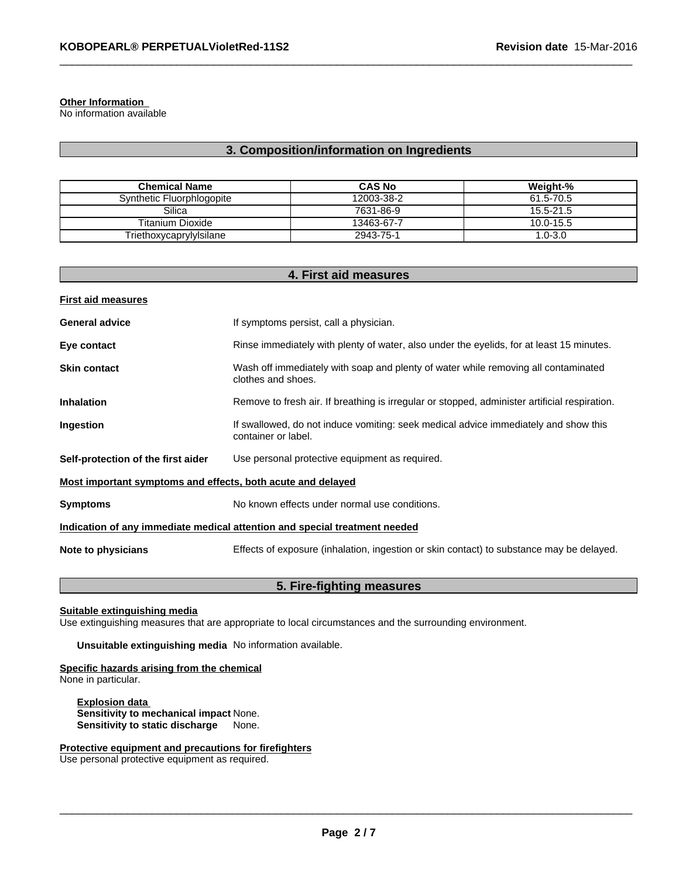**Other Information**
No information available

## 3. Composition/information on Ingredients

| Chemical Name | CAS No | Weight-% |
|---|---|---|
| Synthetic Fluorphlogopite | 12003-38-2 | 61.5-70.5 |
| Silica | 7631-86-9 | 15.5-21.5 |
| Titanium Dioxide | 13463-67-7 | 10.0-15.5 |
| Triethoxycaprylylsilane | 2943-75-1 | 1.0-3.0 |

## 4. First aid measures

**First aid measures**

**General advice** If symptoms persist, call a physician.

**Eye contact** Rinse immediately with plenty of water, also under the eyelids, for at least 15 minutes.

**Skin contact** Wash off immediately with soap and plenty of water while removing all contaminated clothes and shoes.

**Inhalation** Remove to fresh air. If breathing is irregular or stopped, administer artificial respiration.

**Ingestion** If swallowed, do not induce vomiting: seek medical advice immediately and show this container or label.

**Self-protection of the first aider** Use personal protective equipment as required.

**Most important symptoms and effects, both acute and delayed**

**Symptoms** No known effects under normal use conditions.

**Indication of any immediate medical attention and special treatment needed**

**Note to physicians** Effects of exposure (inhalation, ingestion or skin contact) to substance may be delayed.

## 5. Fire-fighting measures

**Suitable extinguishing media**
Use extinguishing measures that are appropriate to local circumstances and the surrounding environment.

**Unsuitable extinguishing media** No information available.

**Specific hazards arising from the chemical**
None in particular.

**Explosion data**
**Sensitivity to mechanical impact** None.
**Sensitivity to static discharge** None.

**Protective equipment and precautions for firefighters**
Use personal protective equipment as required.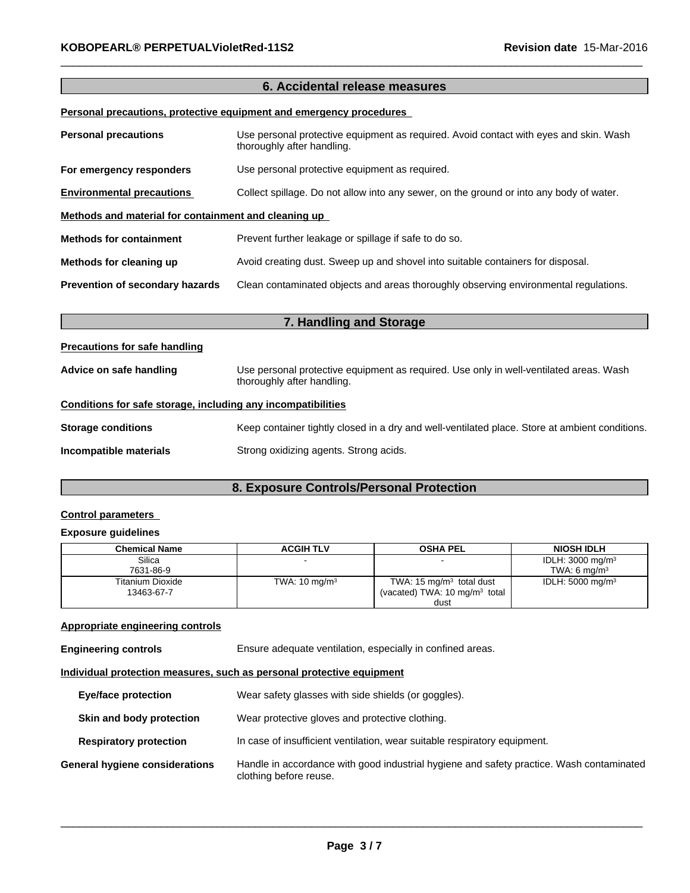## 6. Accidental release measures

**Personal precautions, protective equipment and emergency procedures**

**Personal precautions** Use personal protective equipment as required. Avoid contact with eyes and skin. Wash thoroughly after handling.

**For emergency responders** Use personal protective equipment as required.

**Environmental precautions** Collect spillage. Do not allow into any sewer, on the ground or into any body of water.

**Methods and material for containment and cleaning up**

**Methods for containment** Prevent further leakage or spillage if safe to do so.

**Methods for cleaning up** Avoid creating dust. Sweep up and shovel into suitable containers for disposal.

**Prevention of secondary hazards** Clean contaminated objects and areas thoroughly observing environmental regulations.

## 7. Handling and Storage

**Precautions for safe handling**

**Advice on safe handling** Use personal protective equipment as required. Use only in well-ventilated areas. Wash thoroughly after handling.

**Conditions for safe storage, including any incompatibilities**

**Storage conditions** Keep container tightly closed in a dry and well-ventilated place. Store at ambient conditions.

**Incompatible materials** Strong oxidizing agents. Strong acids.

## 8. Exposure Controls/Personal Protection

**Control parameters**

**Exposure guidelines**

| Chemical Name | ACGIH TLV | OSHA PEL | NIOSH IDLH |
|---|---|---|---|
| Silica 7631-86-9 | - | - | IDLH: 3000 mg/m³ TWA: 6 mg/m³ |
| Titanium Dioxide 13463-67-7 | TWA: 10 mg/m³ | TWA: 15 mg/m³ total dust (vacated) TWA: 10 mg/m³ total dust | IDLH: 5000 mg/m³ |

**Appropriate engineering controls**

**Engineering controls** Ensure adequate ventilation, especially in confined areas.

**Individual protection measures, such as personal protective equipment**

**Eye/face protection** Wear safety glasses with side shields (or goggles).

**Skin and body protection** Wear protective gloves and protective clothing.

**Respiratory protection** In case of insufficient ventilation, wear suitable respiratory equipment.

**General hygiene considerations** Handle in accordance with good industrial hygiene and safety practice. Wash contaminated clothing before reuse.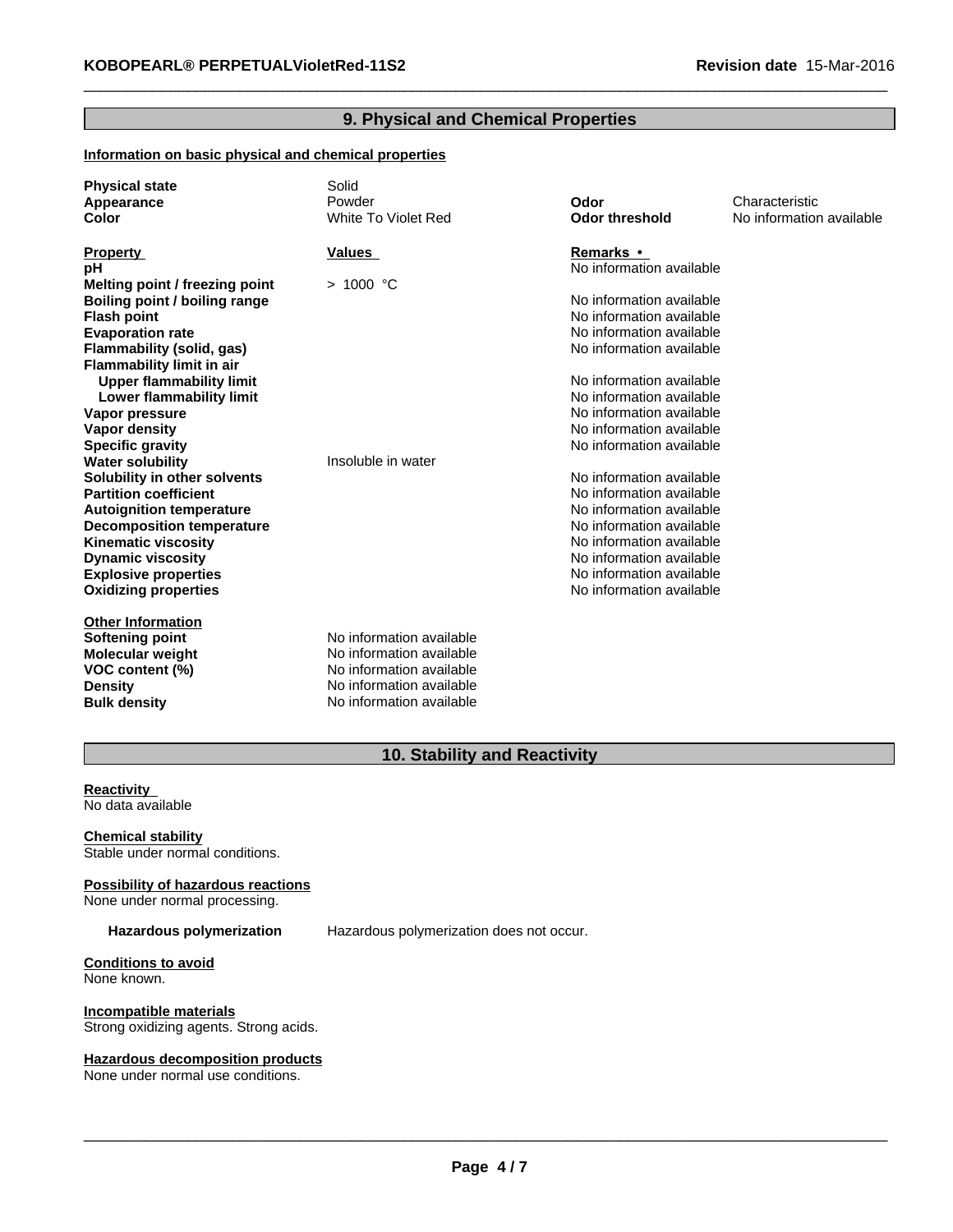## 9. Physical and Chemical Properties

**Information on basic physical and chemical properties**

| | | | |
|---|---|---|---|
| **Physical state** | Solid | | |
| **Appearance** | Powder | **Odor** | Characteristic |
| **Color** | White To Violet Red | **Odor threshold** | No information available |

| **Property** | **Values** | **Remarks • Method** |
|---|---|---|
| **pH** | | No information available |
| **Melting point / freezing point** | > 1000 °C | |
| **Boiling point / boiling range** | | No information available |
| **Flash point** | | No information available |
| **Evaporation rate** | | No information available |
| **Flammability (solid, gas)** | | No information available |
| **Flammability limit in air** | | |
| **Upper flammability limit** | | No information available |
| **Lower flammability limit** | | No information available |
| **Vapor pressure** | | No information available |
| **Vapor density** | | No information available |
| **Specific gravity** | | No information available |
| **Water solubility** | Insoluble in water | |
| **Solubility in other solvents** | | No information available |
| **Partition coefficient** | | No information available |
| **Autoignition temperature** | | No information available |
| **Decomposition temperature** | | No information available |
| **Kinematic viscosity** | | No information available |
| **Dynamic viscosity** | | No information available |
| **Explosive properties** | | No information available |
| **Oxidizing properties** | | No information available |

**Other Information**

| | |
|---|---|
| **Softening point** | No information available |
| **Molecular weight** | No information available |
| **VOC content (%)** | No information available |
| **Density** | No information available |
| **Bulk density** | No information available |

## 10. Stability and Reactivity

**Reactivity**
No data available

**Chemical stability**
Stable under normal conditions.

**Possibility of hazardous reactions**
None under normal processing.

**Hazardous polymerization** Hazardous polymerization does not occur.

**Conditions to avoid**
None known.

**Incompatible materials**
Strong oxidizing agents. Strong acids.

**Hazardous decomposition products**
None under normal use conditions.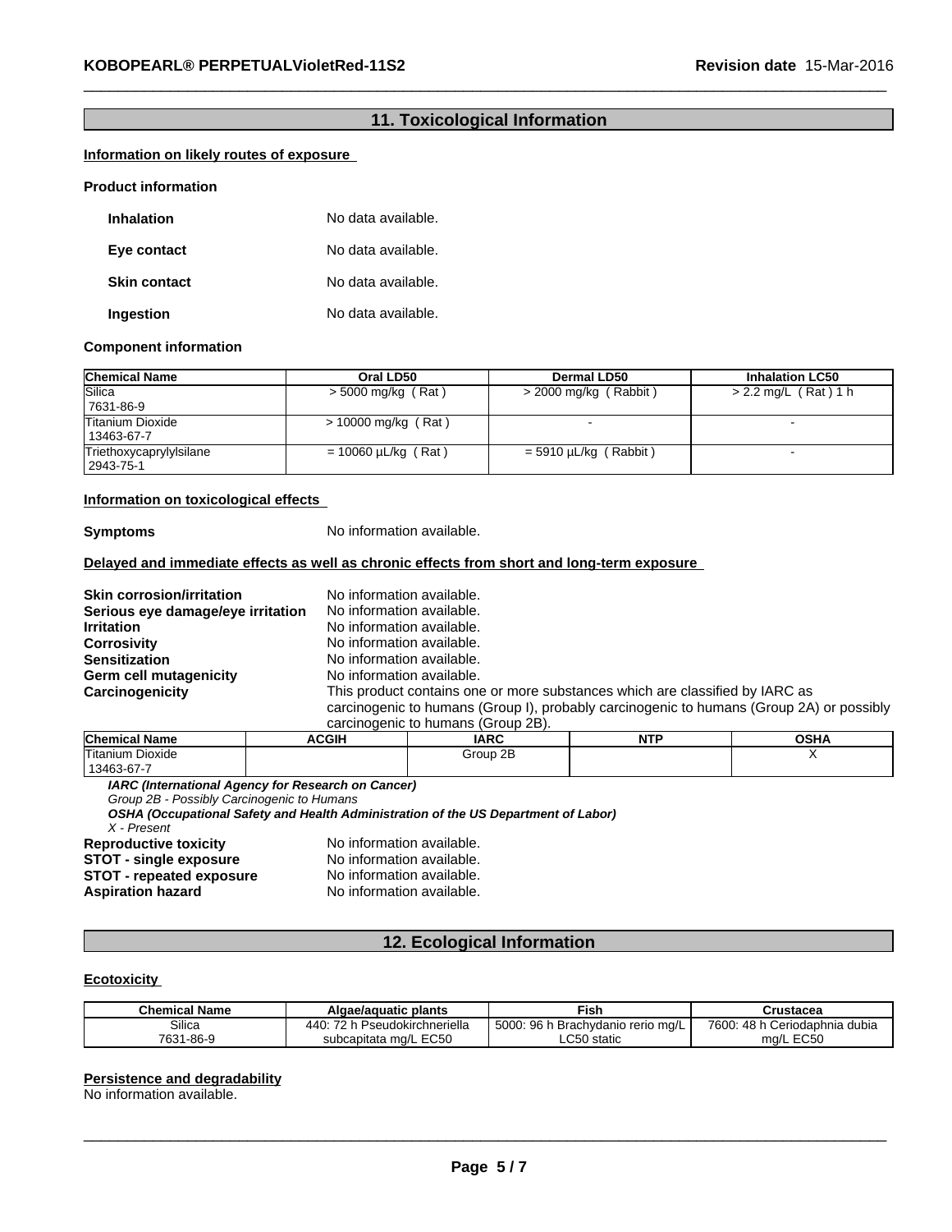## 11. Toxicological Information

**Information on likely routes of exposure**

**Product information**

**Inhalation** No data available.

**Eye contact** No data available.

**Skin contact** No data available.

**Ingestion** No data available.

**Component information**

| Chemical Name | Oral LD50 | Dermal LD50 | Inhalation LC50 |
|---|---|---|---|
| Silica 7631-86-9 | > 5000 mg/kg ( Rat ) | > 2000 mg/kg ( Rabbit ) | > 2.2 mg/L ( Rat ) 1 h |
| Titanium Dioxide 13463-67-7 | > 10000 mg/kg ( Rat ) | - | - |
| Triethoxycaprylylsilane 2943-75-1 | = 10060 µL/kg ( Rat ) | = 5910 µL/kg ( Rabbit ) | - |

**Information on toxicological effects**

**Symptoms** No information available.

**Delayed and immediate effects as well as chronic effects from short and long-term exposure**

**Skin corrosion/irritation** No information available.
**Serious eye damage/eye irritation** No information available.
**Irritation** No information available.
**Corrosivity** No information available.
**Sensitization** No information available.
**Germ cell mutagenicity** No information available.
**Carcinogenicity** This product contains one or more substances which are classified by IARC as carcinogenic to humans (Group I), probably carcinogenic to humans (Group 2A) or possibly carcinogenic to humans (Group 2B).

| Chemical Name | ACGIH | IARC | NTP | OSHA |
|---|---|---|---|---|
| Titanium Dioxide 13463-67-7 | | Group 2B | | X |

***IARC (International Agency for Research on Cancer)***
*Group 2B - Possibly Carcinogenic to Humans*
***OSHA (Occupational Safety and Health Administration of the US Department of Labor)***
*X - Present*

**Reproductive toxicity** No information available.
**STOT - single exposure** No information available.
**STOT - repeated exposure** No information available.
**Aspiration hazard** No information available.

## 12. Ecological Information

**Ecotoxicity**

| Chemical Name | Algae/aquatic plants | Fish | Crustacea |
|---|---|---|---|
| Silica 7631-86-9 | 440: 72 h Pseudokirchneriella subcapitata mg/L EC50 | 5000: 96 h Brachydanio rerio mg/L LC50 static | 7600: 48 h Ceriodaphnia dubia mg/L EC50 |

**Persistence and degradability**
No information available.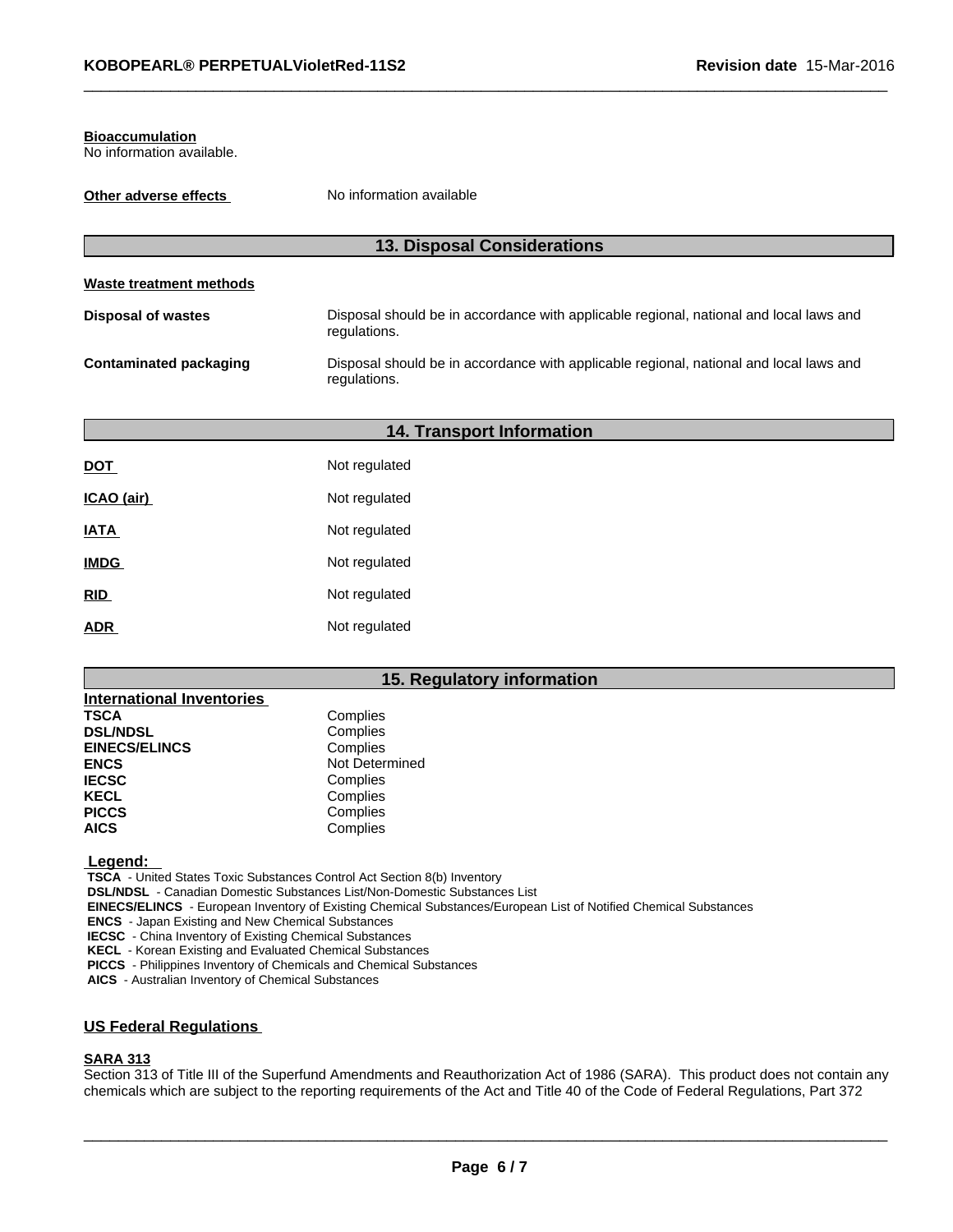**Bioaccumulation**
No information available.

**Other adverse effects** No information available

## 13. Disposal Considerations

**Waste treatment methods**

| | |
|---|---|
| **Disposal of wastes** | Disposal should be in accordance with applicable regional, national and local laws and regulations. |
| **Contaminated packaging** | Disposal should be in accordance with applicable regional, national and local laws and regulations. |

## 14. Transport Information

| | |
|---|---|
| **DOT** | Not regulated |
| **ICAO (air)** | Not regulated |
| **IATA** | Not regulated |
| **IMDG** | Not regulated |
| **RID** | Not regulated |
| **ADR** | Not regulated |

## 15. Regulatory information

**International Inventories**

| | |
|---|---|
| **TSCA** | Complies |
| **DSL/NDSL** | Complies |
| **EINECS/ELINCS** | Complies |
| **ENCS** | Not Determined |
| **IECSC** | Complies |
| **KECL** | Complies |
| **PICCS** | Complies |
| **AICS** | Complies |

**Legend:**

**TSCA** - United States Toxic Substances Control Act Section 8(b) Inventory
**DSL/NDSL** - Canadian Domestic Substances List/Non-Domestic Substances List
**EINECS/ELINCS** - European Inventory of Existing Chemical Substances/European List of Notified Chemical Substances
**ENCS** - Japan Existing and New Chemical Substances
**IECSC** - China Inventory of Existing Chemical Substances
**KECL** - Korean Existing and Evaluated Chemical Substances
**PICCS** - Philippines Inventory of Chemicals and Chemical Substances
**AICS** - Australian Inventory of Chemical Substances

**US Federal Regulations**

**SARA 313**
Section 313 of Title III of the Superfund Amendments and Reauthorization Act of 1986 (SARA). This product does not contain any chemicals which are subject to the reporting requirements of the Act and Title 40 of the Code of Federal Regulations, Part 372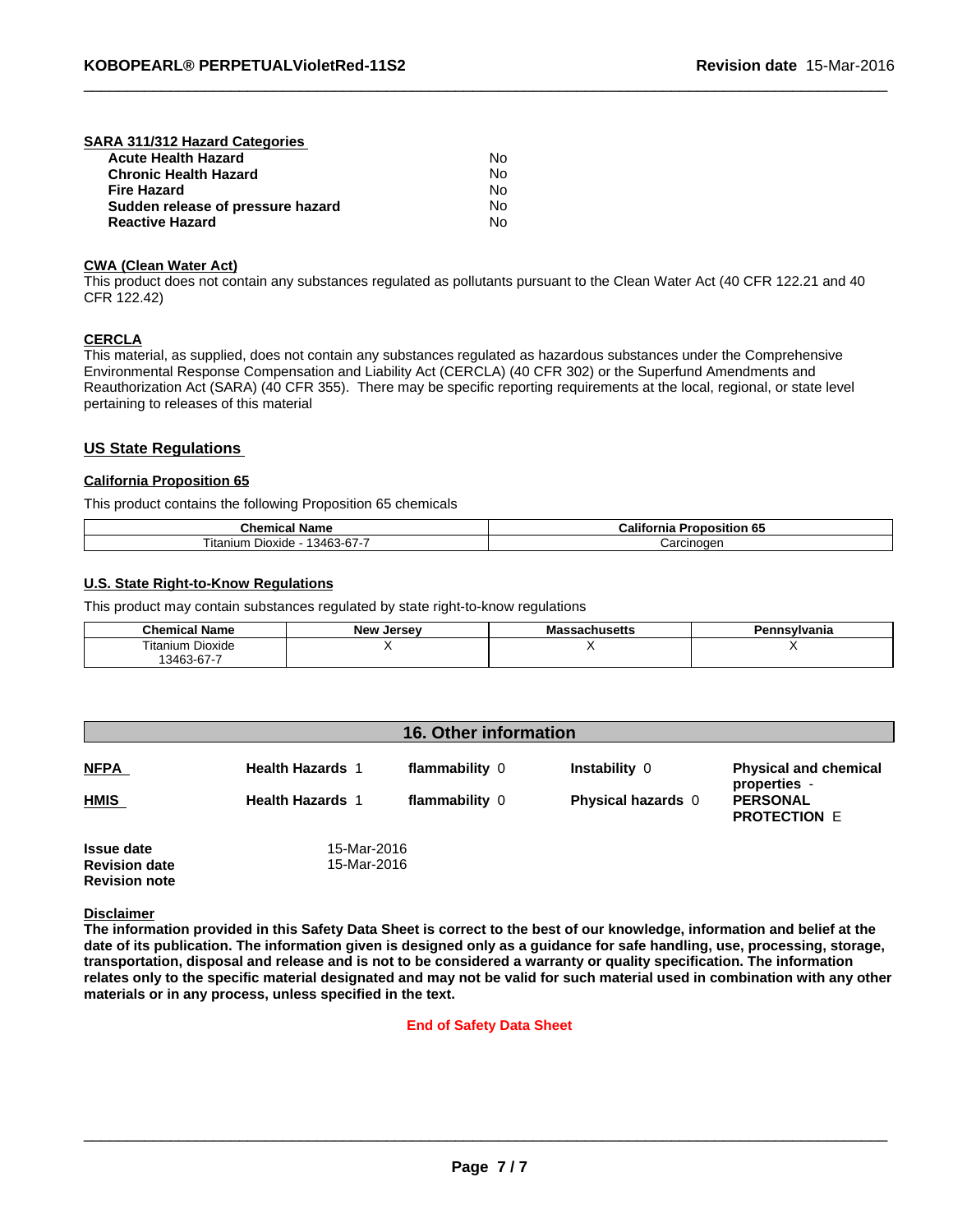### SARA 311/312 Hazard Categories

| | |
|---|---|
| **Acute Health Hazard** | No |
| **Chronic Health Hazard** | No |
| **Fire Hazard** | No |
| **Sudden release of pressure hazard** | No |
| **Reactive Hazard** | No |

### CWA (Clean Water Act)

This product does not contain any substances regulated as pollutants pursuant to the Clean Water Act (40 CFR 122.21 and 40 CFR 122.42)

### CERCLA

This material, as supplied, does not contain any substances regulated as hazardous substances under the Comprehensive Environmental Response Compensation and Liability Act (CERCLA) (40 CFR 302) or the Superfund Amendments and Reauthorization Act (SARA) (40 CFR 355). There may be specific reporting requirements at the local, regional, or state level pertaining to releases of this material

## US State Regulations

### California Proposition 65

This product contains the following Proposition 65 chemicals

| Chemical Name | California Proposition 65 |
|---|---|
| Titanium Dioxide - 13463-67-7 | Carcinogen |

### U.S. State Right-to-Know Regulations

This product may contain substances regulated by state right-to-know regulations

| Chemical Name | New Jersey | Massachusetts | Pennsylvania |
|---|---|---|---|
| Titanium Dioxide 13463-67-7 | X | X | X |

## 16. Other information

| | | | | |
|---|---|---|---|---|
| **NFPA** | **Health Hazards** 1 | **flammability** 0 | **Instability** 0 | **Physical and chemical properties** - |
| **HMIS** | **Health Hazards** 1 | **flammability** 0 | **Physical hazards** 0 | **PERSONAL PROTECTION** E |

**Issue date** 15-Mar-2016
**Revision date** 15-Mar-2016
**Revision note**

### Disclaimer

**The information provided in this Safety Data Sheet is correct to the best of our knowledge, information and belief at the date of its publication. The information given is designed only as a guidance for safe handling, use, processing, storage, transportation, disposal and release and is not to be considered a warranty or quality specification. The information relates only to the specific material designated and may not be valid for such material used in combination with any other materials or in any process, unless specified in the text.**

**End of Safety Data Sheet**